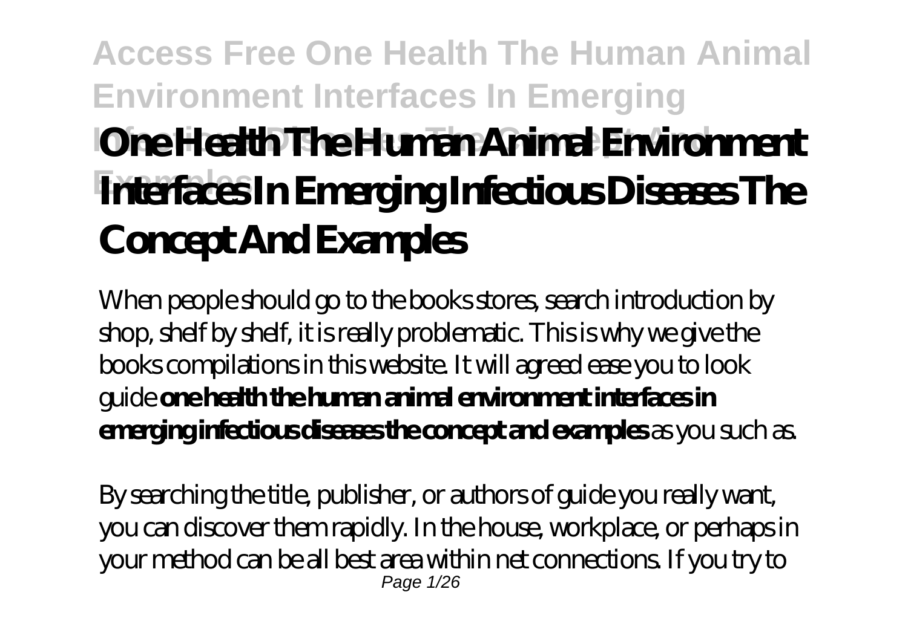# One Health The Human Animal Environment Interfaces In Emerging Infectious Diseases The Concept And Examples

When people should go to the books stores, search introduction by shop, shelf by shelf, it is really problematic. This is why we give the books compilations in this website. It will agreed ease you to look guide **one health the human animal environment interfaces in emerging infectious diseases the concept and examples** as you such as.

By searching the title, publisher, or authors of guide you really want, you can discover them rapidly. In the house, workplace, or perhaps in your method can be all best area within net connections. If you try to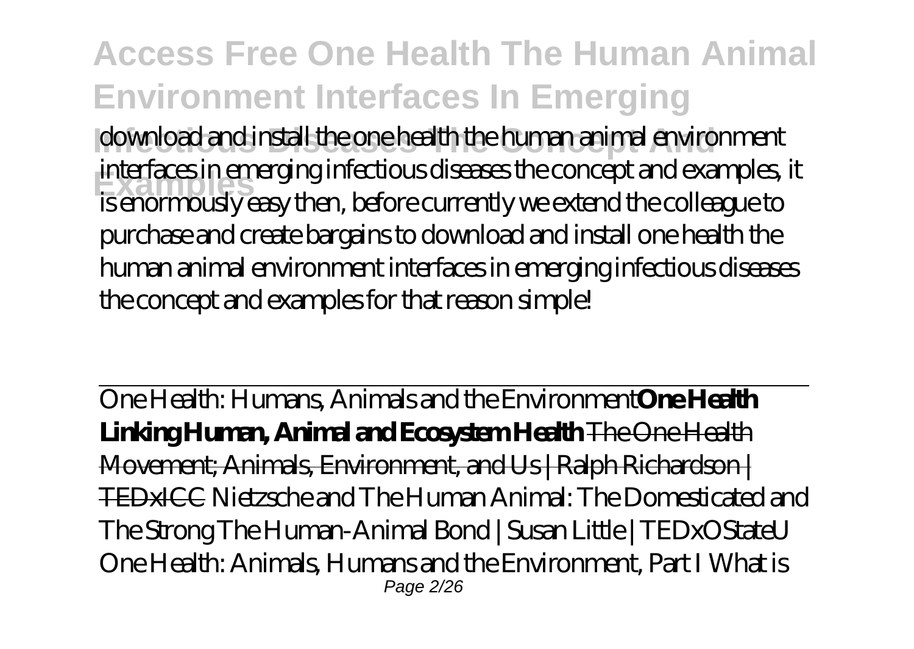download and install the one health the human animal environment interfaces in emerging infectious diseases the concept and examples, it is enormously easy then, before currently we extend the colleague to purchase and create bargains to download and install one health the human animal environment interfaces in emerging infectious diseases the concept and examples for that reason simple!

One Health: Humans, Animals and the Environment**One Health Linking Human, Animal and Ecosystem Health** ~~The One Health Movement; Animals, Environment, and Us | Ralph Richardson | TEDxICC~~ *Nietzsche and The Human Animal: The Domesticated and The Strong* *The Human-Animal Bond | Susan Little | TEDxOStateU* *One Health: Animals, Humans and the Environment, Part I* *What is*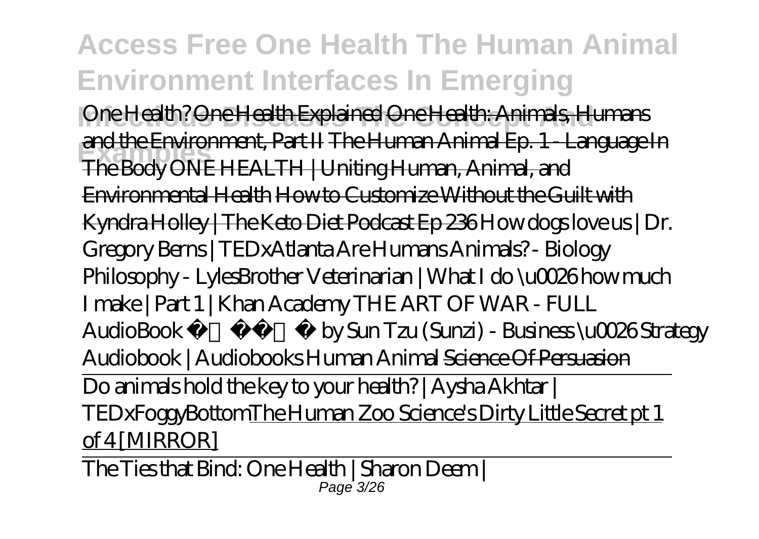One Health? One Health Explained One Health: Animals, Humans and the Environment, Part II The Human Animal Ep. 1 - Language In The Body ONE HEALTH | Uniting Human, Animal, and Environmental Health How to Customize Without the Guilt with Kyndra Holley | The Keto Diet Podcast Ep 236 *How dogs love us | Dr. Gregory Berns | TEDxAtlanta Are Humans Animals? - Biology Philosophy - LylesBrother Veterinarian | What I do \u0026 how much I make | Part 1 | Khan Academy THE ART OF WAR - FULL AudioBook by Sun Tzu (Sunzi) - Business \u0026 Strategy Audiobook | Audiobooks Human Animal* Science Of Persuasion

Do animals hold the key to your health? | Aysha Akhtar | TEDxFoggyBottomThe Human Zoo Science's Dirty Little Secret pt 1 of 4 [MIRROR]

The Ties that Bind: One Health | Sharon Deem |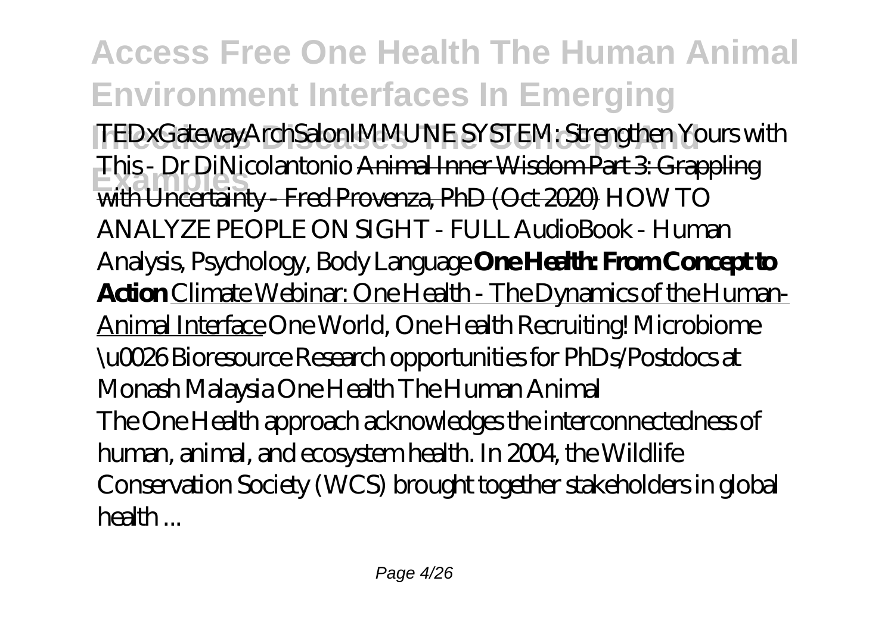*TEDxGatewayArchSalon* *IMMUNE SYSTEM: Strengthen Yours with This - Dr DiNicolantonio* Animal Inner Wisdom Part 3: Grappling with Uncertainty - Fred Provenza, PhD (Oct 2020) *HOW TO ANALYZE PEOPLE ON SIGHT - FULL AudioBook - Human Analysis, Psychology, Body Language* **One Health: From Concept to Action** Climate Webinar: One Health - The Dynamics of the Human-Animal Interface *One World, One Health Recruiting! Microbiome \u0026 Bioresource Research opportunities for PhDs/Postdocs at Monash Malaysia* *One Health The Human Animal*

The One Health approach acknowledges the interconnectedness of human, animal, and ecosystem health. In 2004, the Wildlife Conservation Society (WCS) brought together stakeholders in global health ...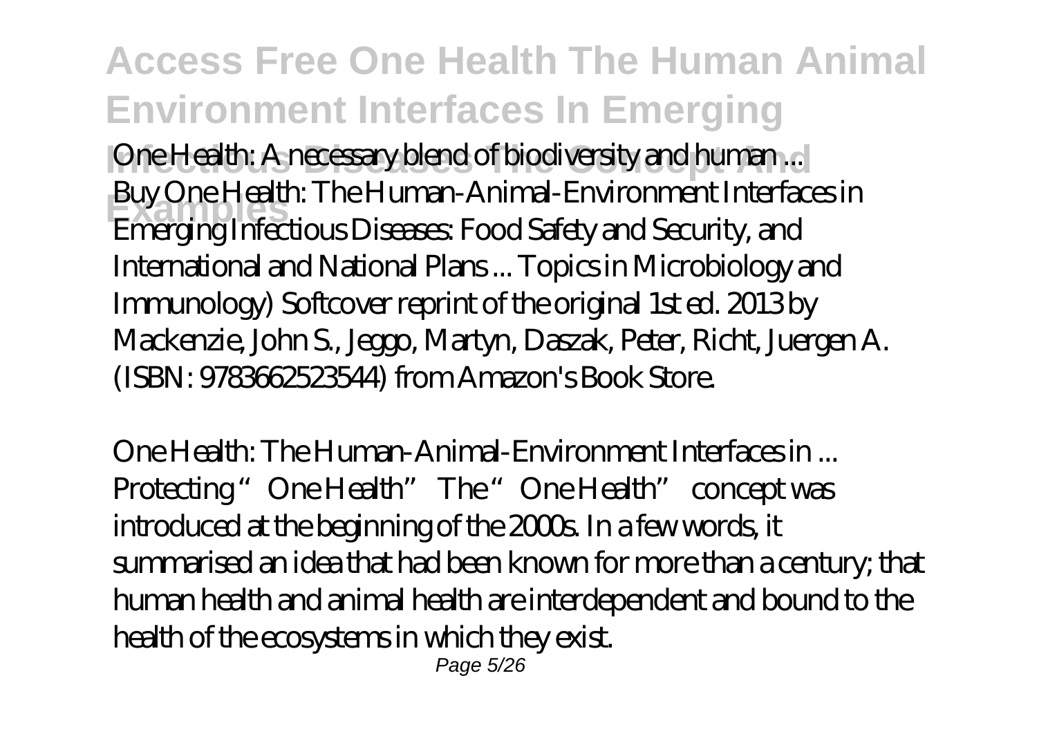*One Health: A necessary blend of biodiversity and human ...*

Buy One Health: The Human-Animal-Environment Interfaces in Emerging Infectious Diseases: Food Safety and Security, and International and National Plans ... Topics in Microbiology and Immunology) Softcover reprint of the original 1st ed. 2013 by Mackenzie, John S., Jeggo, Martyn, Daszak, Peter, Richt, Juergen A. (ISBN: 9783662523544) from Amazon's Book Store.

*One Health: The Human-Animal-Environment Interfaces in ...*

Protecting "One Health" The "One Health" concept was introduced at the beginning of the 2000s. In a few words, it summarised an idea that had been known for more than a century; that human health and animal health are interdependent and bound to the health of the ecosystems in which they exist.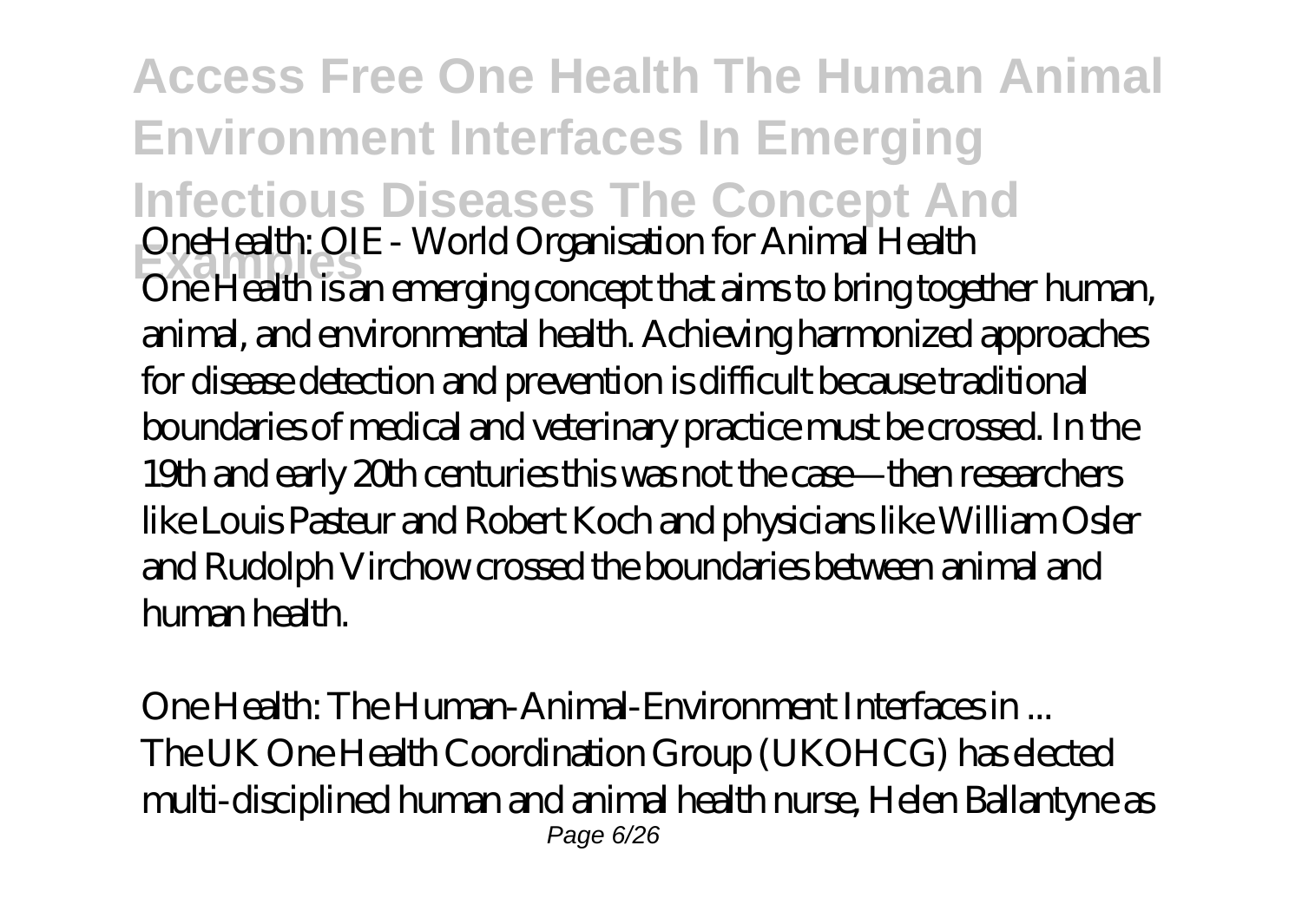*OneHealth: OIE - World Organisation for Animal Health*

One Health is an emerging concept that aims to bring together human, animal, and environmental health. Achieving harmonized approaches for disease detection and prevention is difficult because traditional boundaries of medical and veterinary practice must be crossed. In the 19th and early 20th centuries this was not the case—then researchers like Louis Pasteur and Robert Koch and physicians like William Osler and Rudolph Virchow crossed the boundaries between animal and human health.

*One Health: The Human-Animal-Environment Interfaces in ...*

The UK One Health Coordination Group (UKOHCG) has elected multi-disciplined human and animal health nurse, Helen Ballantyne as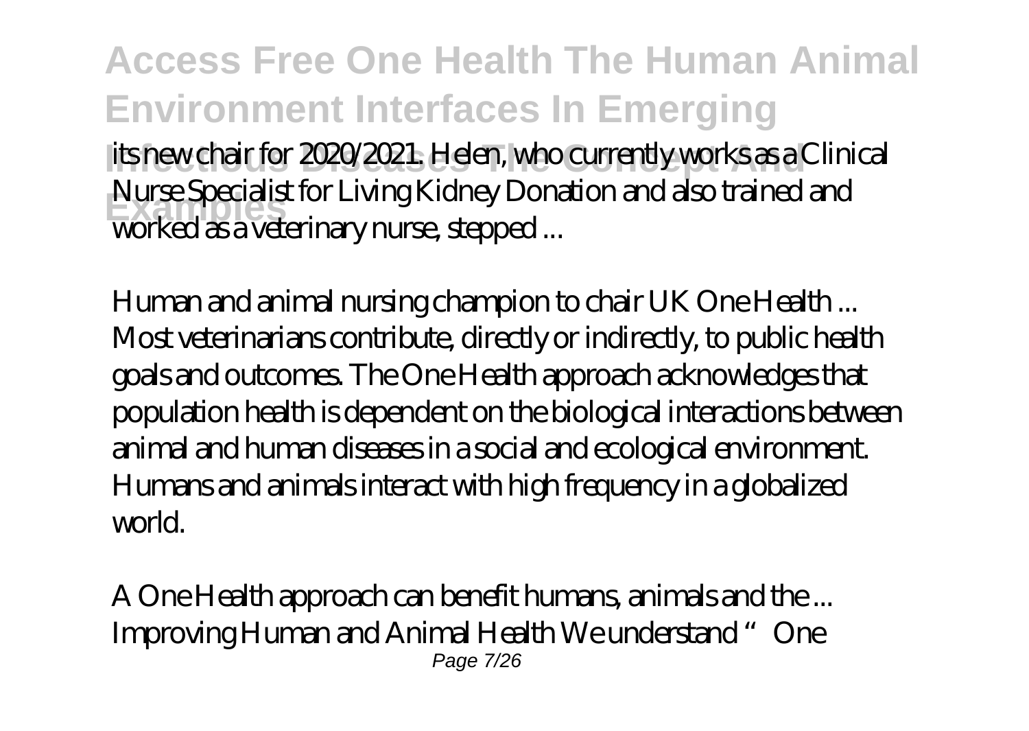its new chair for 2020/2021. Helen, who currently works as a Clinical Nurse Specialist for Living Kidney Donation and also trained and worked as a veterinary nurse, stepped ...

*Human and animal nursing champion to chair UK One Health ...*
Most veterinarians contribute, directly or indirectly, to public health goals and outcomes. The One Health approach acknowledges that population health is dependent on the biological interactions between animal and human diseases in a social and ecological environment. Humans and animals interact with high frequency in a globalized world.

*A One Health approach can benefit humans, animals and the ...*
Improving Human and Animal Health We understand "One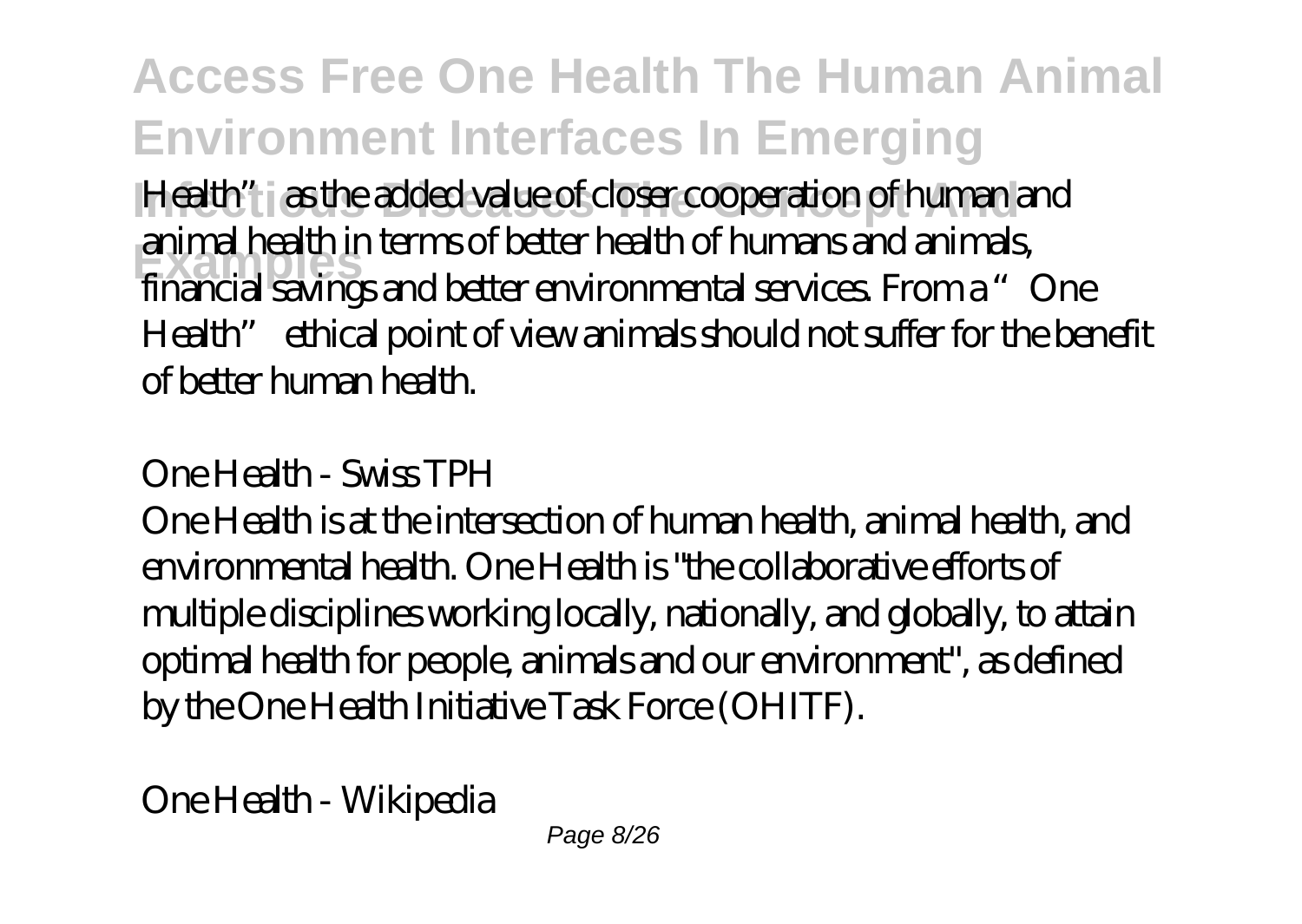Health" as the added value of closer cooperation of human and animal health in terms of better health of humans and animals, financial savings and better environmental services. From a "One Health" ethical point of view animals should not suffer for the benefit of better human health.

*One Health - Swiss TPH*

One Health is at the intersection of human health, animal health, and environmental health. One Health is "the collaborative efforts of multiple disciplines working locally, nationally, and globally, to attain optimal health for people, animals and our environment", as defined by the One Health Initiative Task Force (OHITF).

*One Health - Wikipedia*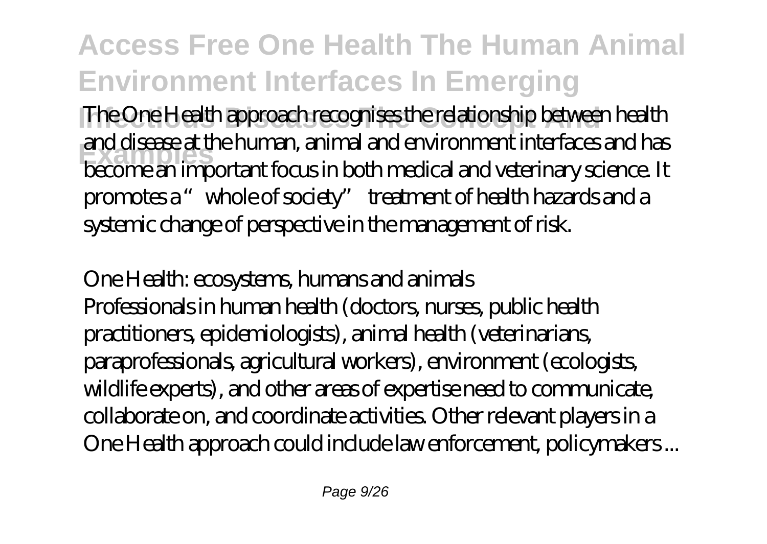The One Health approach recognises the relationship between health and disease at the human, animal and environment interfaces and has become an important focus in both medical and veterinary science. It promotes a "whole of society" treatment of health hazards and a systemic change of perspective in the management of risk.

One Health: ecosystems, humans and animals

Professionals in human health (doctors, nurses, public health practitioners, epidemiologists), animal health (veterinarians, paraprofessionals, agricultural workers), environment (ecologists, wildlife experts), and other areas of expertise need to communicate, collaborate on, and coordinate activities. Other relevant players in a One Health approach could include law enforcement, policymakers ...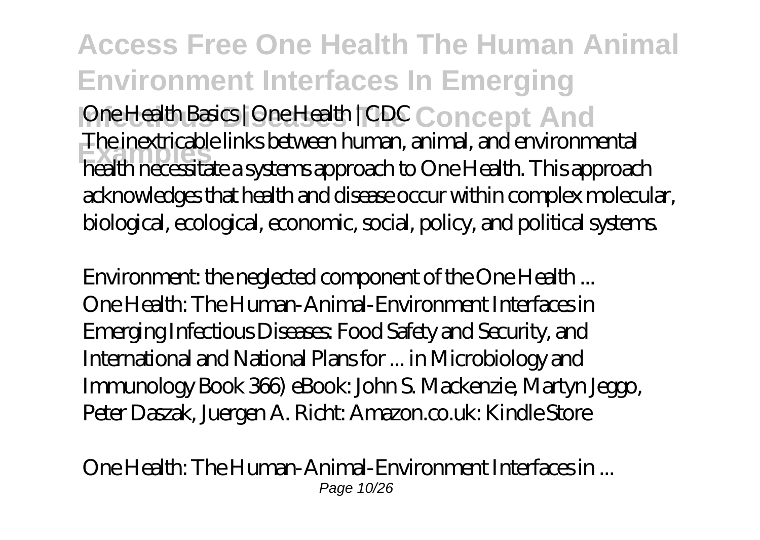*One Health Basics | One Health | CDC*

The inextricable links between human, animal, and environmental health necessitate a systems approach to One Health. This approach acknowledges that health and disease occur within complex molecular, biological, ecological, economic, social, policy, and political systems.

*Environment: the neglected component of the One Health ...*

One Health: The Human-Animal-Environment Interfaces in Emerging Infectious Diseases: Food Safety and Security, and International and National Plans for ... in Microbiology and Immunology Book 366) eBook: John S. Mackenzie, Martyn Jeggo, Peter Daszak, Juergen A. Richt: Amazon.co.uk: Kindle Store

*One Health: The Human-Animal-Environment Interfaces in ...*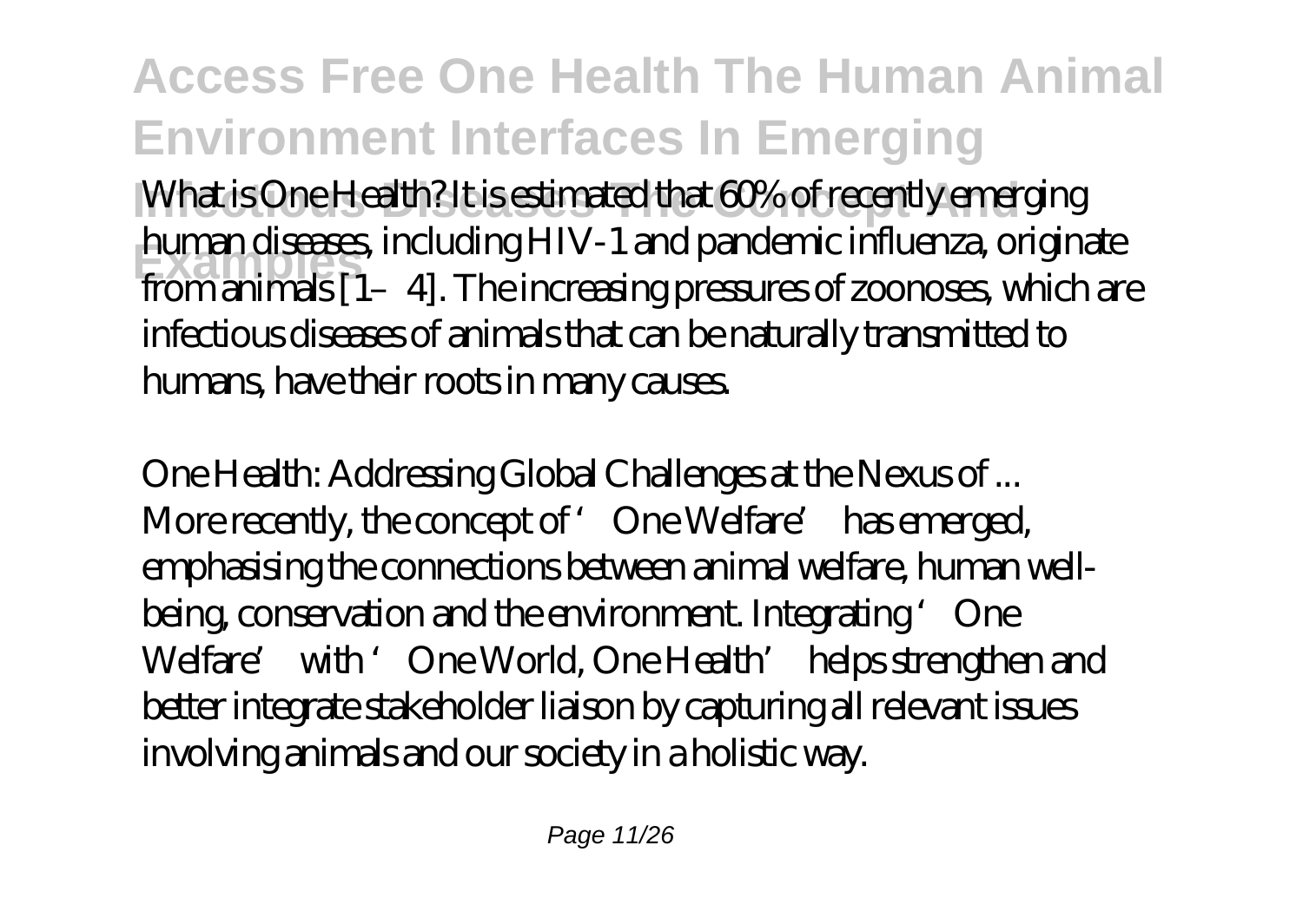What is One Health? It is estimated that 60% of recently emerging human diseases, including HIV-1 and pandemic influenza, originate from animals [1–4]. The increasing pressures of zoonoses, which are infectious diseases of animals that can be naturally transmitted to humans, have their roots in many causes.

*One Health: Addressing Global Challenges at the Nexus of ...*

More recently, the concept of 'One Welfare' has emerged, emphasising the connections between animal welfare, human well-being, conservation and the environment. Integrating 'One Welfare' with 'One World, One Health' helps strengthen and better integrate stakeholder liaison by capturing all relevant issues involving animals and our society in a holistic way.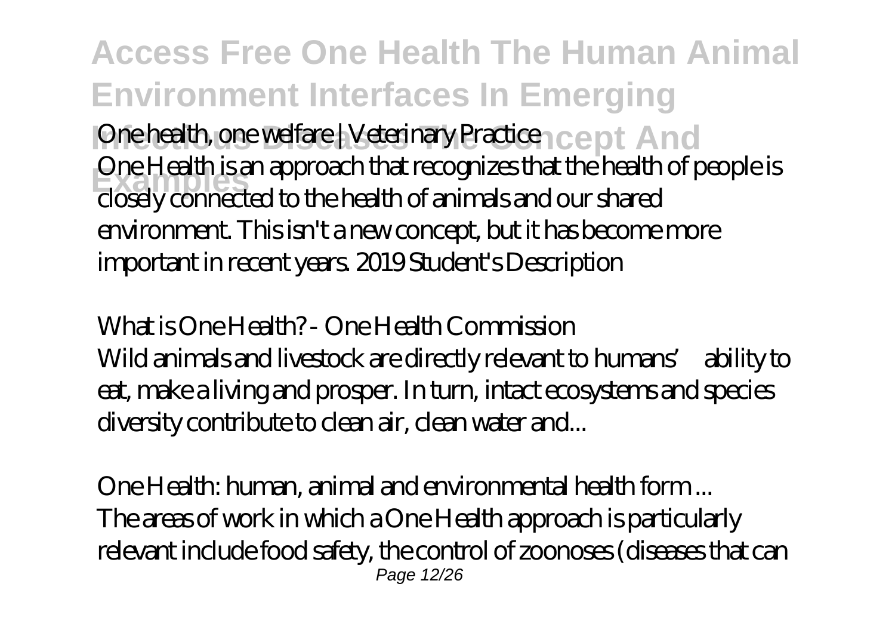*One health, one welfare | Veterinary Practice*

One Health is an approach that recognizes that the health of people is closely connected to the health of animals and our shared environment. This isn't a new concept, but it has become more important in recent years. 2019 Student's Description

*What is One Health? - One Health Commission*

Wild animals and livestock are directly relevant to humans' ability to eat, make a living and prosper. In turn, intact ecosystems and species diversity contribute to clean air, clean water and...

*One Health: human, animal and environmental health form ...*

The areas of work in which a One Health approach is particularly relevant include food safety, the control of zoonoses (diseases that can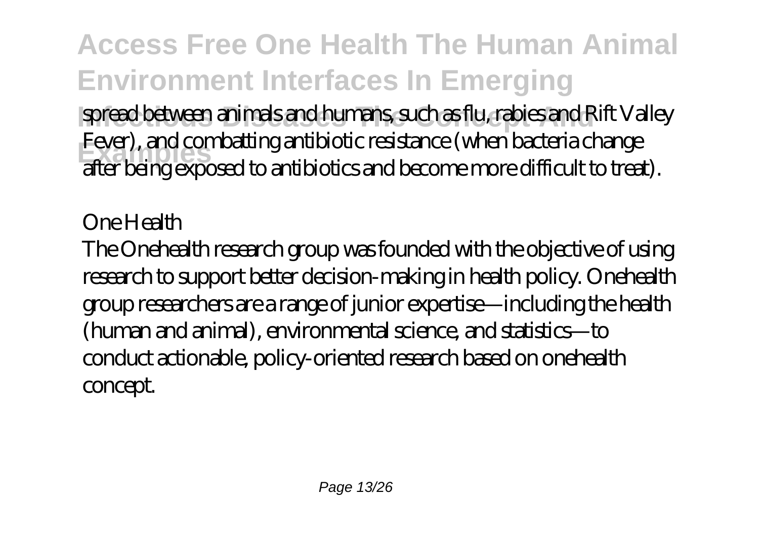spread between animals and humans, such as flu, rabies and Rift Valley Fever), and combatting antibiotic resistance (when bacteria change after being exposed to antibiotics and become more difficult to treat).

## One Health

The Onehealth research group was founded with the objective of using research to support better decision-making in health policy. Onehealth group researchers are a range of junior expertise—including the health (human and animal), environmental science, and statistics—to conduct actionable, policy-oriented research based on onehealth concept.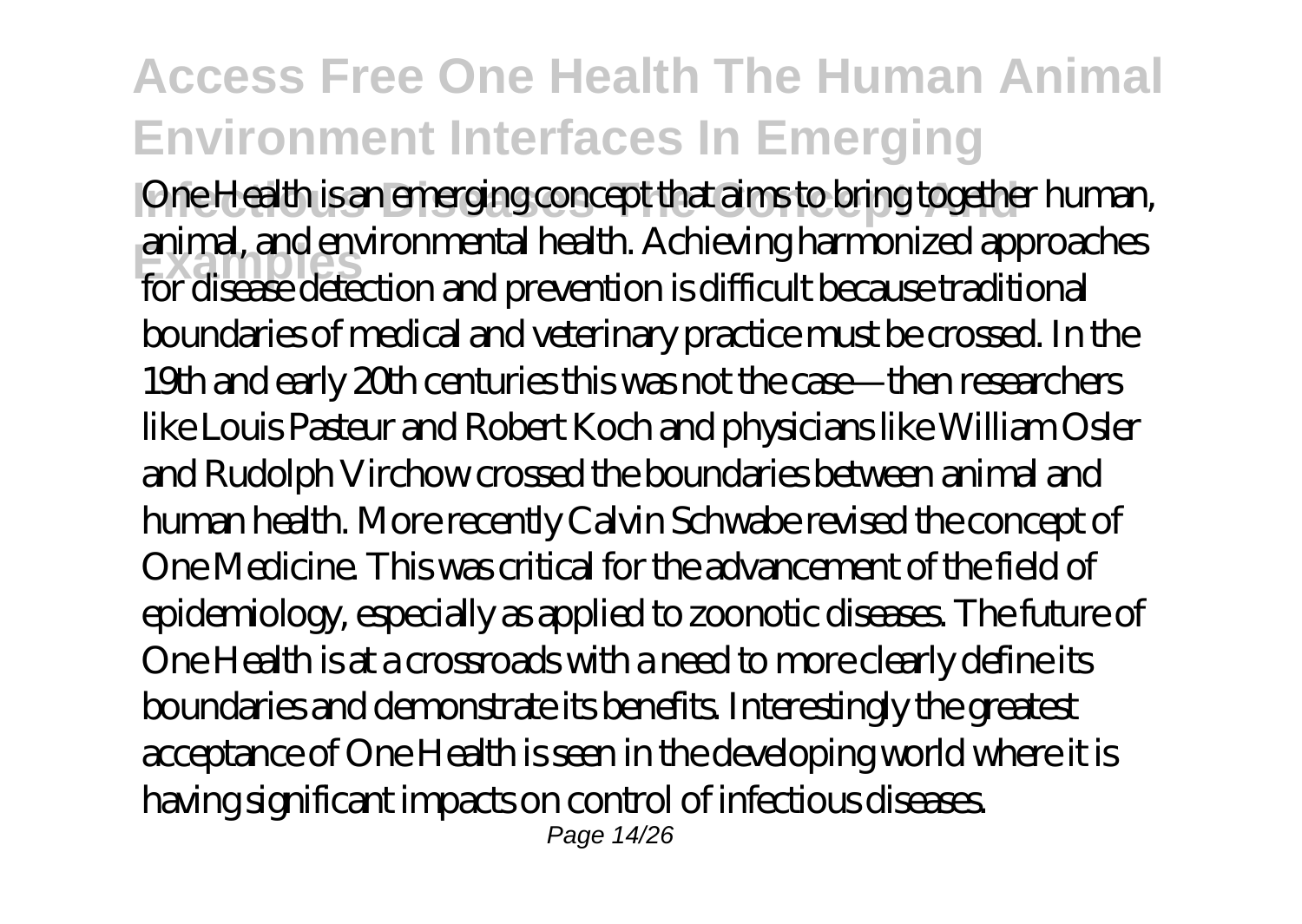One Health is an emerging concept that aims to bring together human, animal, and environmental health. Achieving harmonized approaches for disease detection and prevention is difficult because traditional boundaries of medical and veterinary practice must be crossed. In the 19th and early 20th centuries this was not the case—then researchers like Louis Pasteur and Robert Koch and physicians like William Osler and Rudolph Virchow crossed the boundaries between animal and human health. More recently Calvin Schwabe revised the concept of One Medicine. This was critical for the advancement of the field of epidemiology, especially as applied to zoonotic diseases. The future of One Health is at a crossroads with a need to more clearly define its boundaries and demonstrate its benefits. Interestingly the greatest acceptance of One Health is seen in the developing world where it is having significant impacts on control of infectious diseases.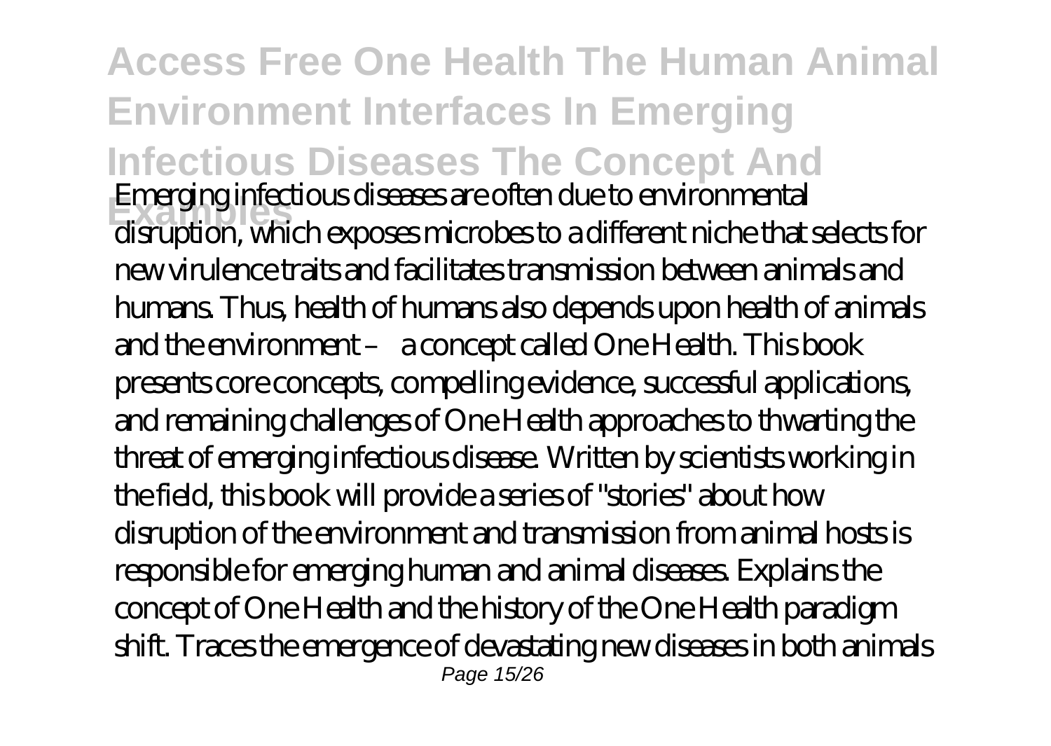Emerging infectious diseases are often due to environmental disruption, which exposes microbes to a different niche that selects for new virulence traits and facilitates transmission between animals and humans. Thus, health of humans also depends upon health of animals and the environment – a concept called One Health. This book presents core concepts, compelling evidence, successful applications, and remaining challenges of One Health approaches to thwarting the threat of emerging infectious disease. Written by scientists working in the field, this book will provide a series of "stories" about how disruption of the environment and transmission from animal hosts is responsible for emerging human and animal diseases. Explains the concept of One Health and the history of the One Health paradigm shift. Traces the emergence of devastating new diseases in both animals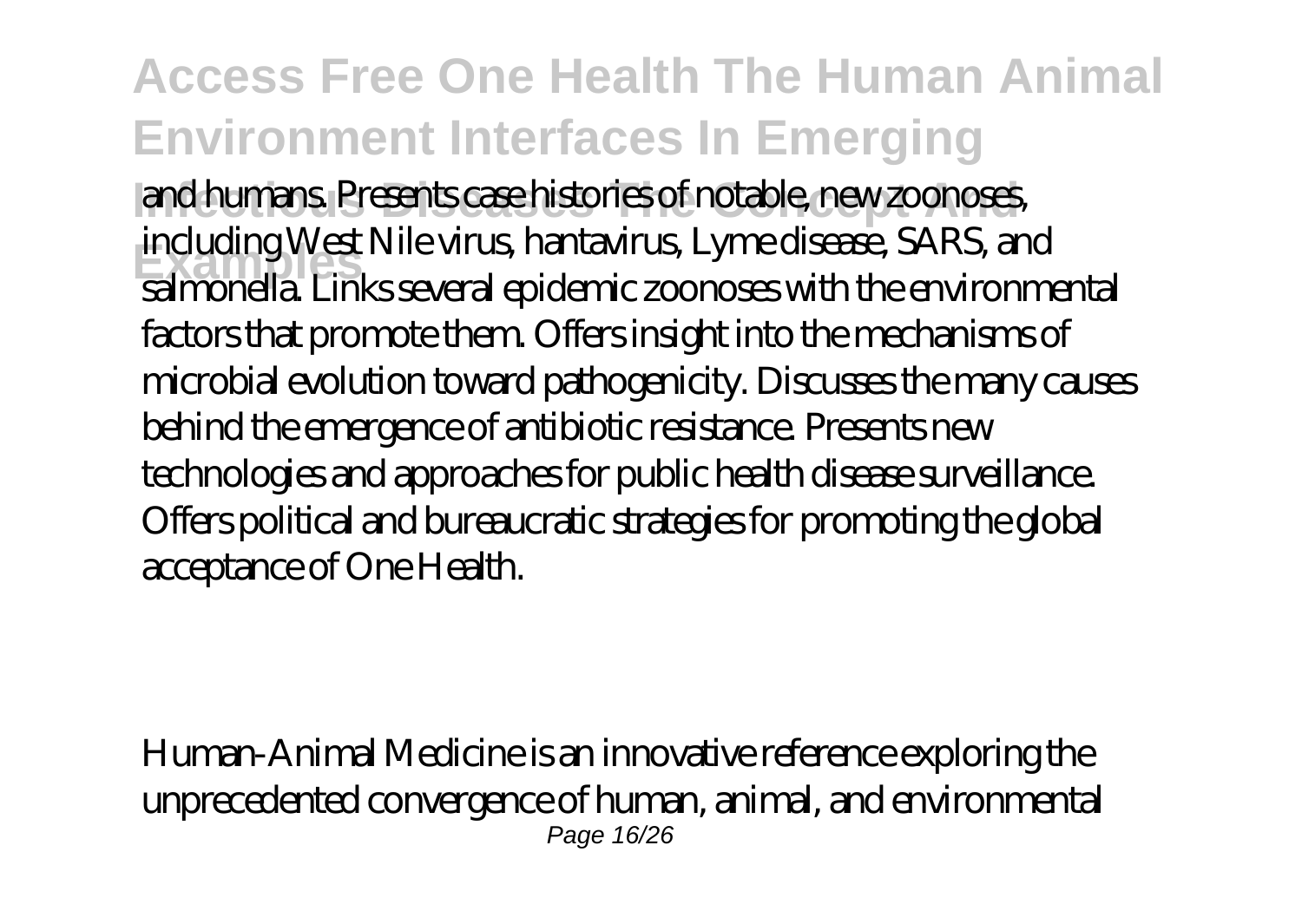and humans. Presents case histories of notable, new zoonoses, including West Nile virus, hantavirus, Lyme disease, SARS, and salmonella. Links several epidemic zoonoses with the environmental factors that promote them. Offers insight into the mechanisms of microbial evolution toward pathogenicity. Discusses the many causes behind the emergence of antibiotic resistance. Presents new technologies and approaches for public health disease surveillance. Offers political and bureaucratic strategies for promoting the global acceptance of One Health.

Human-Animal Medicine is an innovative reference exploring the unprecedented convergence of human, animal, and environmental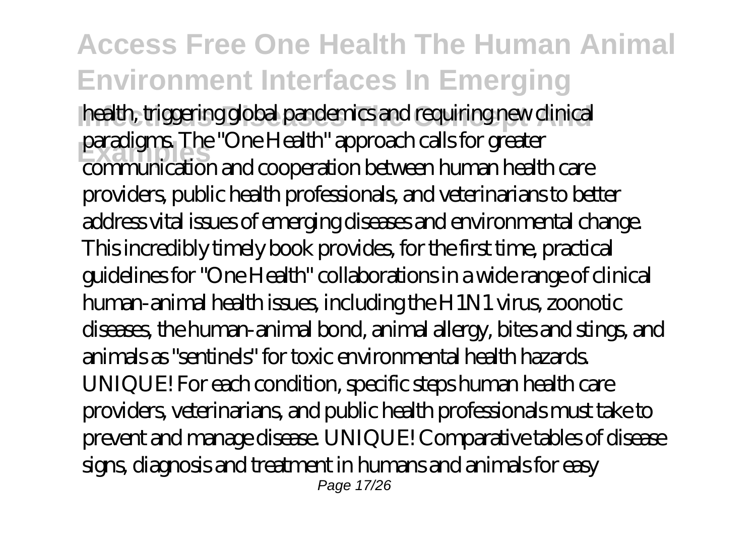health, triggering global pandemics and requiring new clinical paradigms. The "One Health" approach calls for greater communication and cooperation between human health care providers, public health professionals, and veterinarians to better address vital issues of emerging diseases and environmental change. This incredibly timely book provides, for the first time, practical guidelines for "One Health" collaborations in a wide range of clinical human-animal health issues, including the H1N1 virus, zoonotic diseases, the human-animal bond, animal allergy, bites and stings, and animals as "sentinels" for toxic environmental health hazards. UNIQUE! For each condition, specific steps human health care providers, veterinarians, and public health professionals must take to prevent and manage disease. UNIQUE! Comparative tables of disease signs, diagnosis and treatment in humans and animals for easy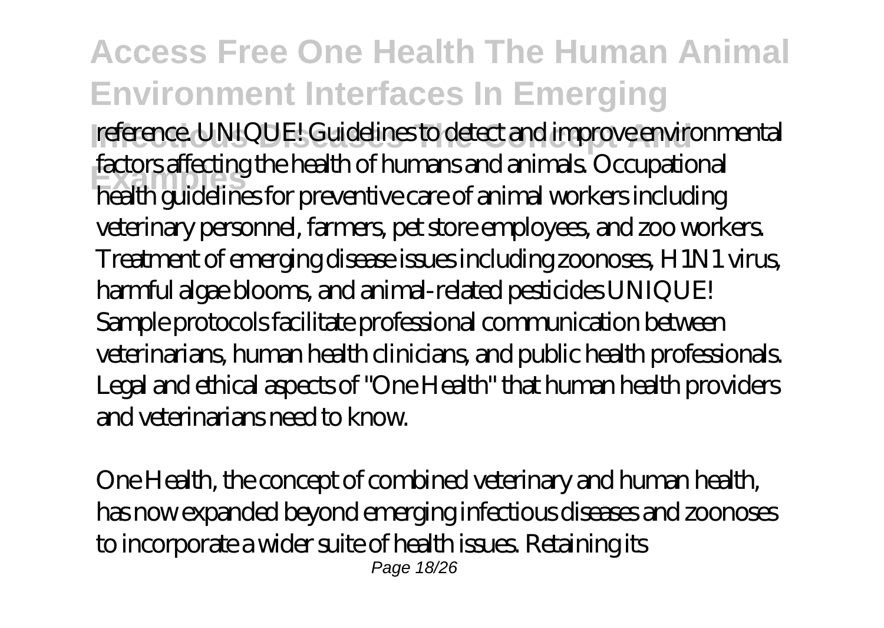reference. UNIQUE! Guidelines to detect and improve environmental factors affecting the health of humans and animals. Occupational health guidelines for preventive care of animal workers including veterinary personnel, farmers, pet store employees, and zoo workers. Treatment of emerging disease issues including zoonoses, H1N1 virus, harmful algae blooms, and animal-related pesticides UNIQUE! Sample protocols facilitate professional communication between veterinarians, human health clinicians, and public health professionals. Legal and ethical aspects of "One Health" that human health providers and veterinarians need to know.

One Health, the concept of combined veterinary and human health, has now expanded beyond emerging infectious diseases and zoonoses to incorporate a wider suite of health issues. Retaining its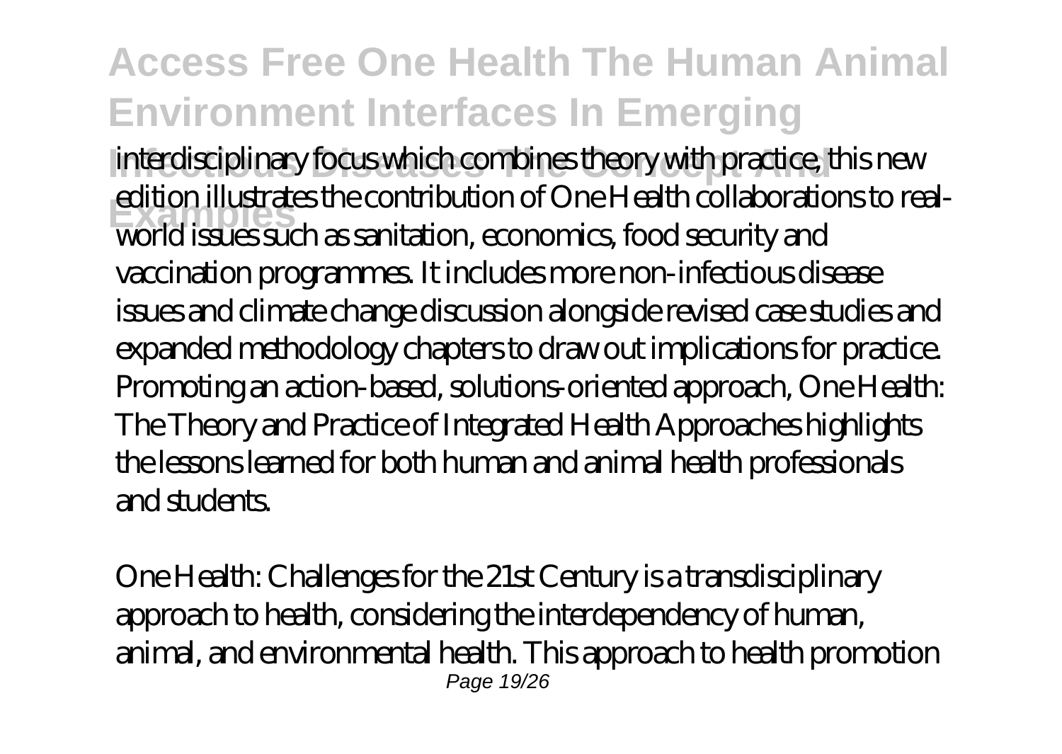interdisciplinary focus which combines theory with practice, this new edition illustrates the contribution of One Health collaborations to real-world issues such as sanitation, economics, food security and vaccination programmes. It includes more non-infectious disease issues and climate change discussion alongside revised case studies and expanded methodology chapters to draw out implications for practice. Promoting an action-based, solutions-oriented approach, One Health: The Theory and Practice of Integrated Health Approaches highlights the lessons learned for both human and animal health professionals and students.

One Health: Challenges for the 21st Century is a transdisciplinary approach to health, considering the interdependency of human, animal, and environmental health. This approach to health promotion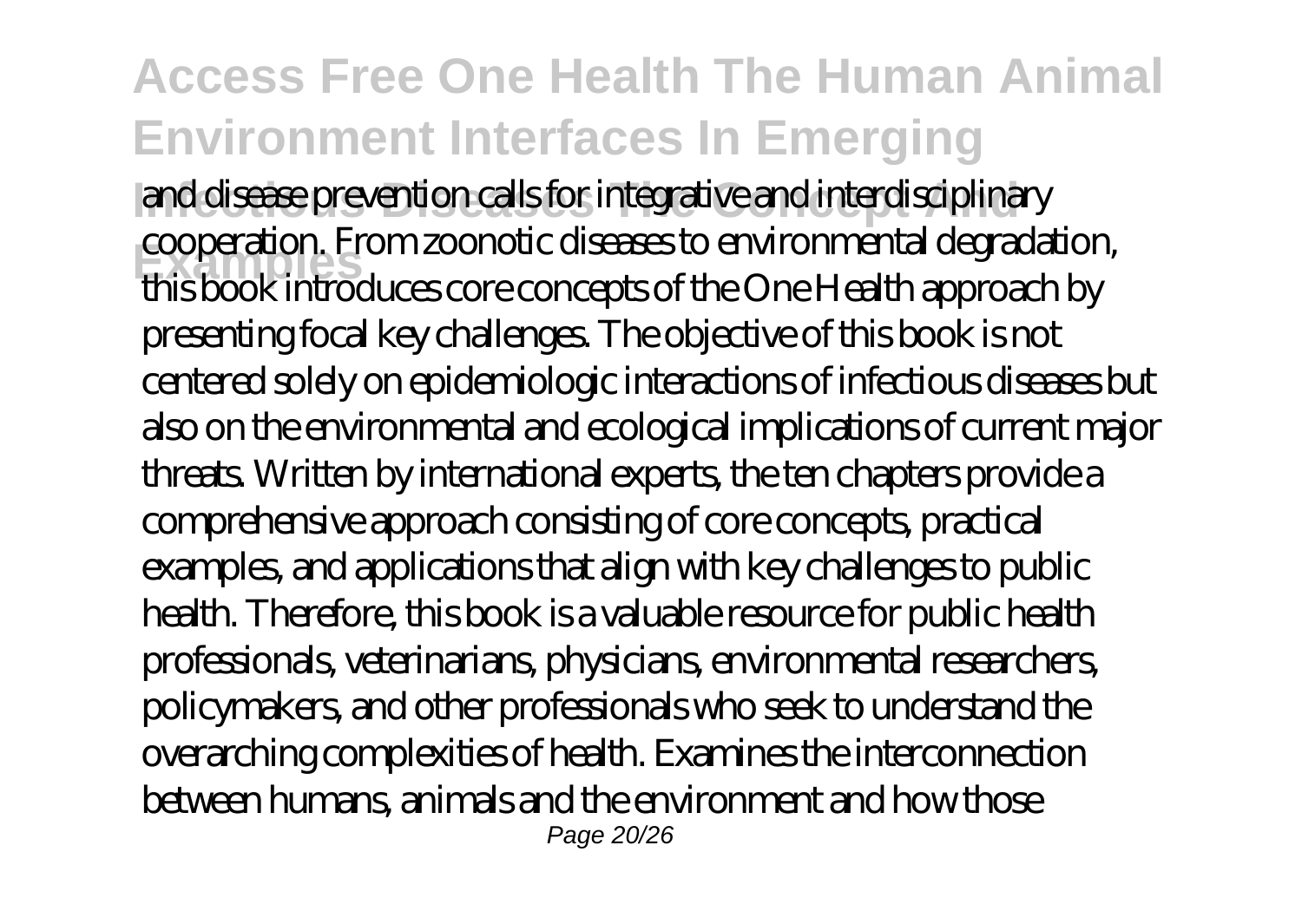and disease prevention calls for integrative and interdisciplinary cooperation. From zoonotic diseases to environmental degradation, this book introduces core concepts of the One Health approach by presenting focal key challenges. The objective of this book is not centered solely on epidemiologic interactions of infectious diseases but also on the environmental and ecological implications of current major threats. Written by international experts, the ten chapters provide a comprehensive approach consisting of core concepts, practical examples, and applications that align with key challenges to public health. Therefore, this book is a valuable resource for public health professionals, veterinarians, physicians, environmental researchers, policymakers, and other professionals who seek to understand the overarching complexities of health. Examines the interconnection between humans, animals and the environment and how those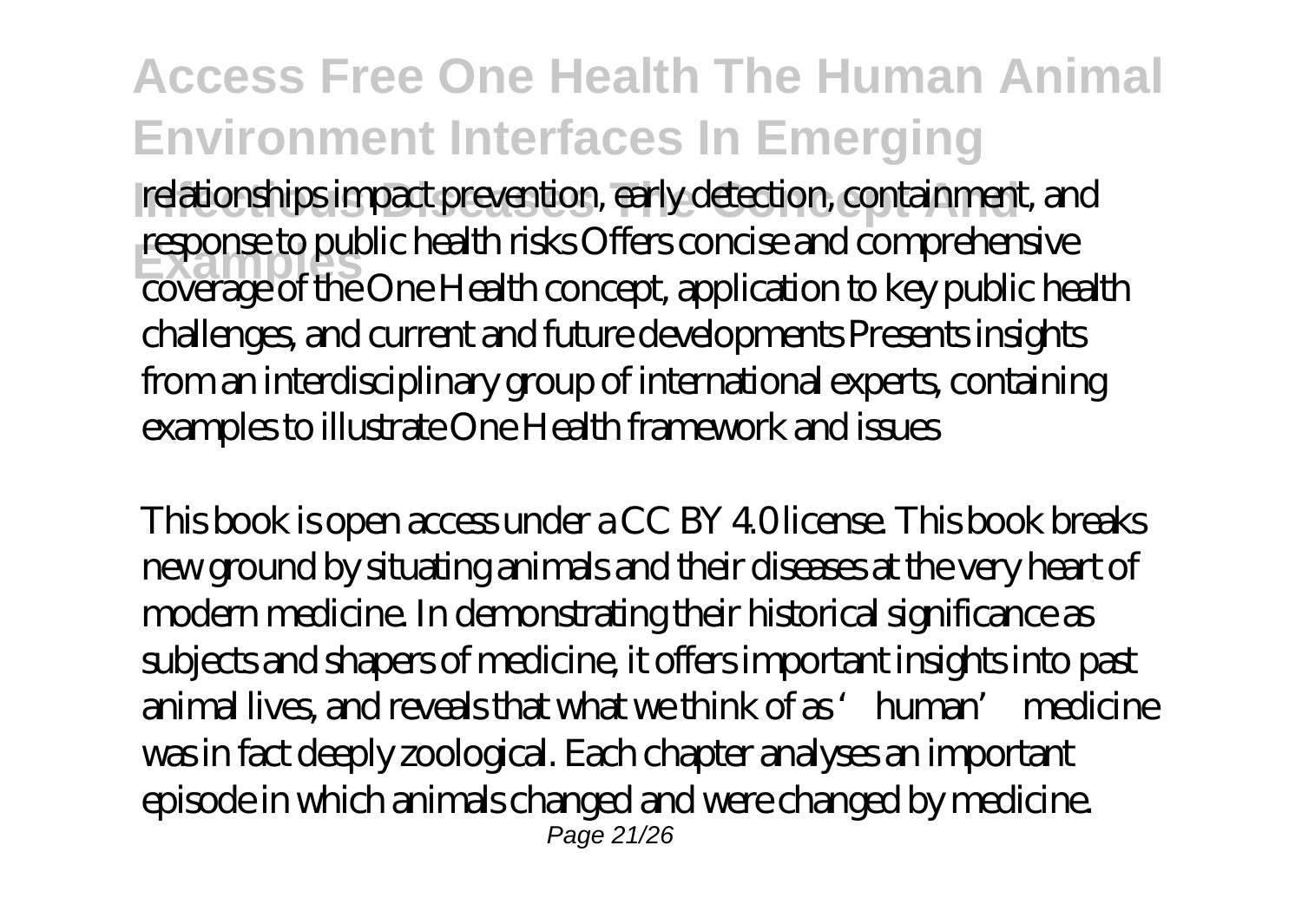relationships impact prevention, early detection, containment, and response to public health risks Offers concise and comprehensive coverage of the One Health concept, application to key public health challenges, and current and future developments Presents insights from an interdisciplinary group of international experts, containing examples to illustrate One Health framework and issues

This book is open access under a CC BY 4.0 license. This book breaks new ground by situating animals and their diseases at the very heart of modern medicine. In demonstrating their historical significance as subjects and shapers of medicine, it offers important insights into past animal lives, and reveals that what we think of as 'human' medicine was in fact deeply zoological. Each chapter analyses an important episode in which animals changed and were changed by medicine.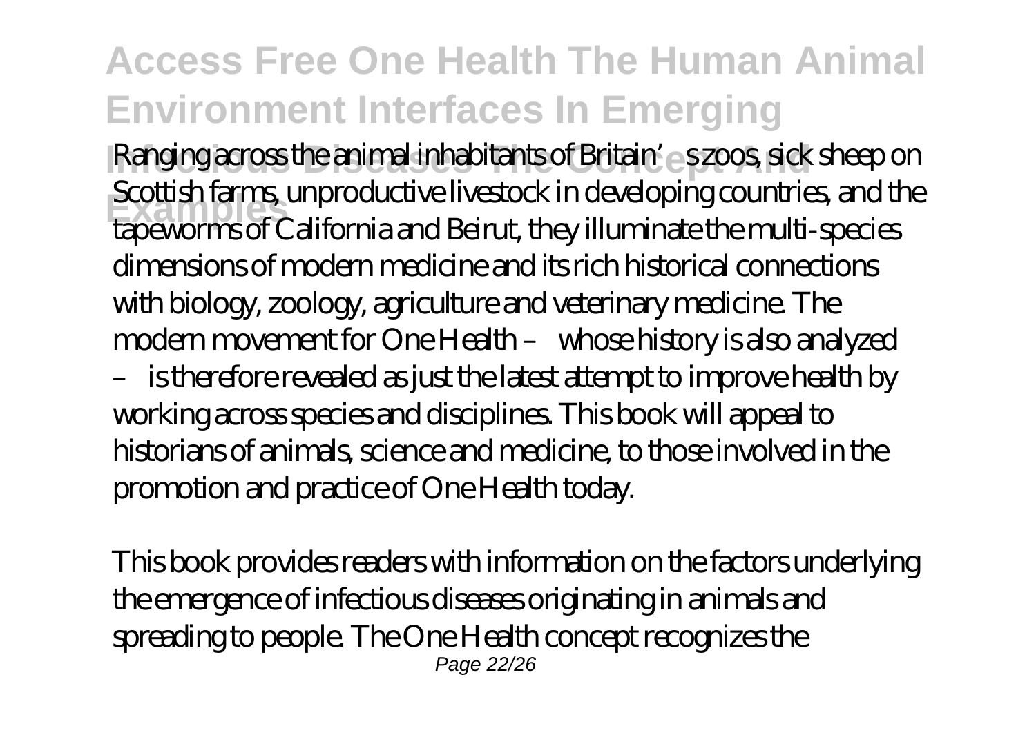Ranging across the animal inhabitants of Britain's zoos, sick sheep on Scottish farms, unproductive livestock in developing countries, and the tapeworms of California and Beirut, they illuminate the multi-species dimensions of modern medicine and its rich historical connections with biology, zoology, agriculture and veterinary medicine. The modern movement for One Health – whose history is also analyzed – is therefore revealed as just the latest attempt to improve health by working across species and disciplines. This book will appeal to historians of animals, science and medicine, to those involved in the promotion and practice of One Health today.

This book provides readers with information on the factors underlying the emergence of infectious diseases originating in animals and spreading to people. The One Health concept recognizes the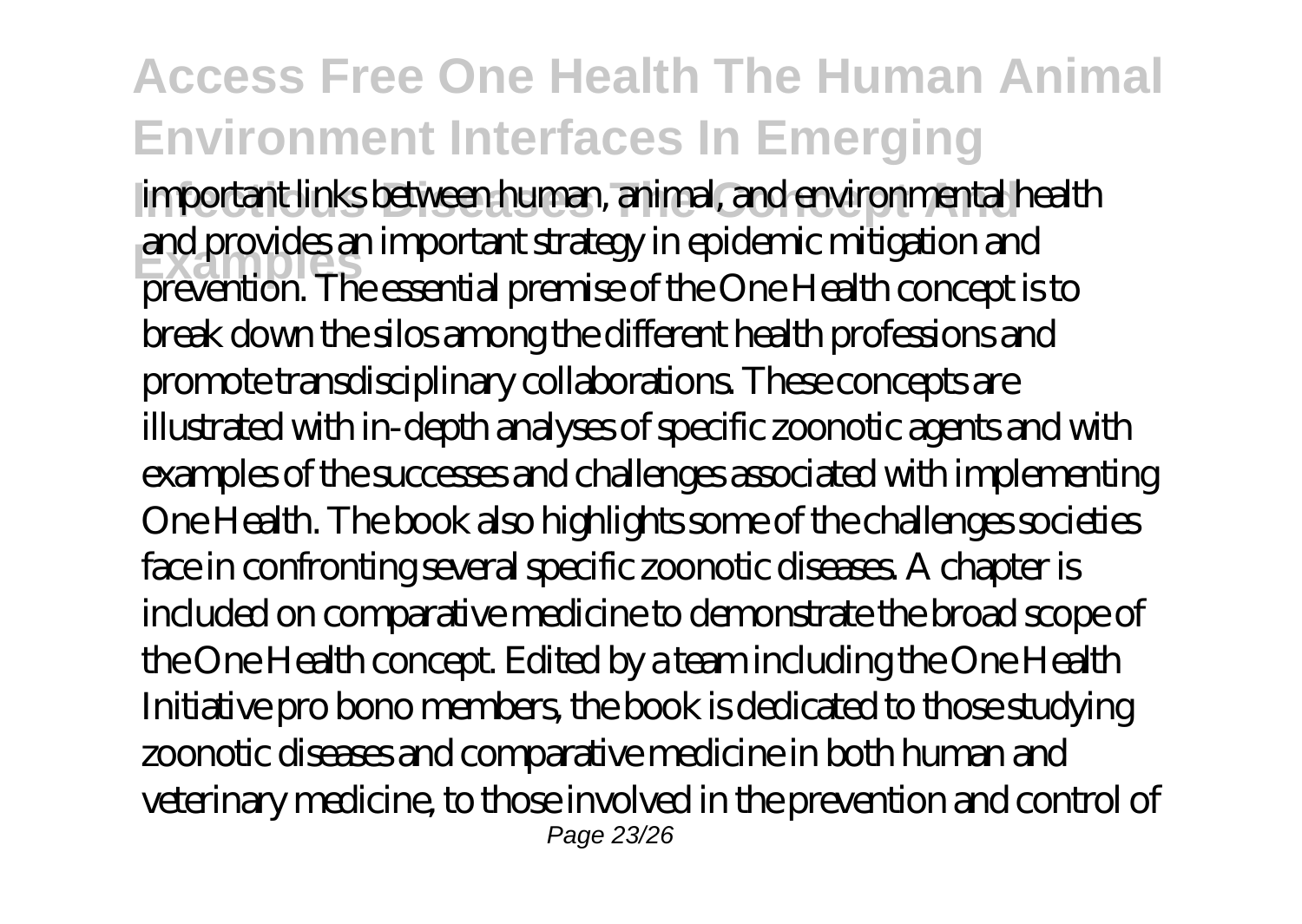important links between human, animal, and environmental health and provides an important strategy in epidemic mitigation and prevention. The essential premise of the One Health concept is to break down the silos among the different health professions and promote transdisciplinary collaborations. These concepts are illustrated with in-depth analyses of specific zoonotic agents and with examples of the successes and challenges associated with implementing One Health. The book also highlights some of the challenges societies face in confronting several specific zoonotic diseases. A chapter is included on comparative medicine to demonstrate the broad scope of the One Health concept. Edited by a team including the One Health Initiative pro bono members, the book is dedicated to those studying zoonotic diseases and comparative medicine in both human and veterinary medicine, to those involved in the prevention and control of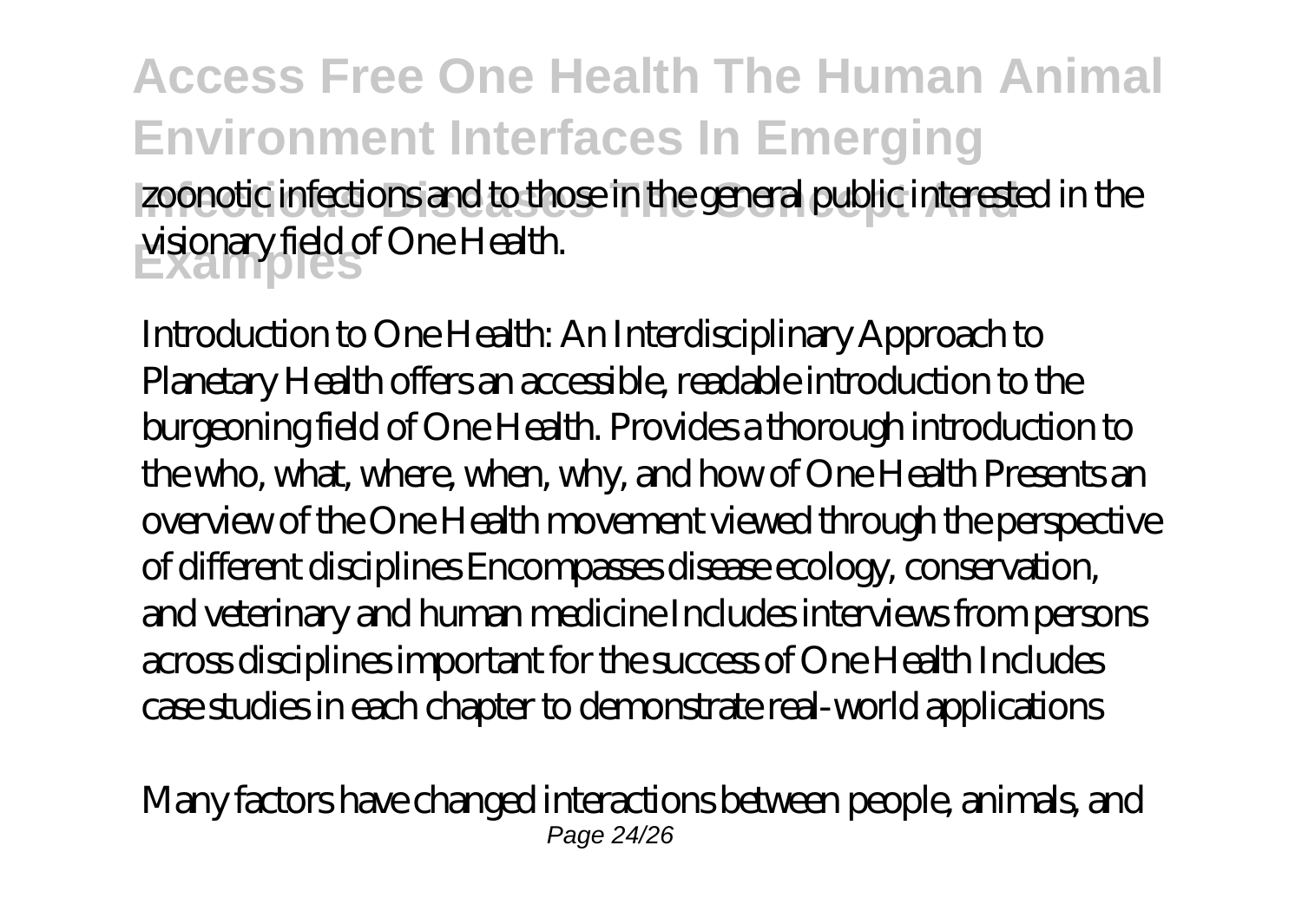zoonotic infections and to those in the general public interested in the visionary field of One Health.

Introduction to One Health: An Interdisciplinary Approach to Planetary Health offers an accessible, readable introduction to the burgeoning field of One Health. Provides a thorough introduction to the who, what, where, when, why, and how of One Health Presents an overview of the One Health movement viewed through the perspective of different disciplines Encompasses disease ecology, conservation, and veterinary and human medicine Includes interviews from persons across disciplines important for the success of One Health Includes case studies in each chapter to demonstrate real-world applications

Many factors have changed interactions between people, animals, and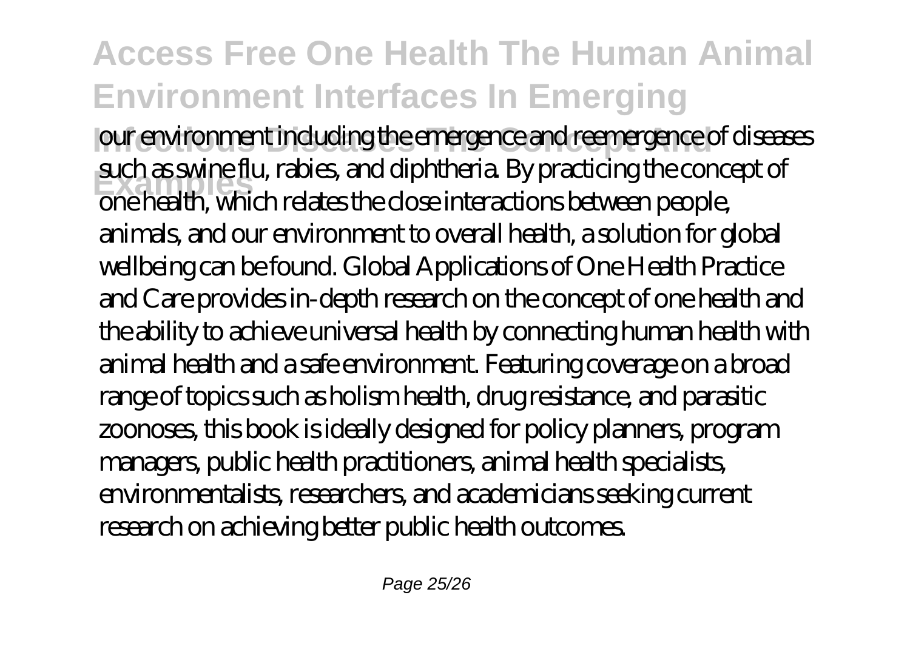our environment including the emergence and reemergence of diseases such as swine flu, rabies, and diphtheria. By practicing the concept of one health, which relates the close interactions between people, animals, and our environment to overall health, a solution for global wellbeing can be found. Global Applications of One Health Practice and Care provides in-depth research on the concept of one health and the ability to achieve universal health by connecting human health with animal health and a safe environment. Featuring coverage on a broad range of topics such as holism health, drug resistance, and parasitic zoonoses, this book is ideally designed for policy planners, program managers, public health practitioners, animal health specialists, environmentalists, researchers, and academicians seeking current research on achieving better public health outcomes.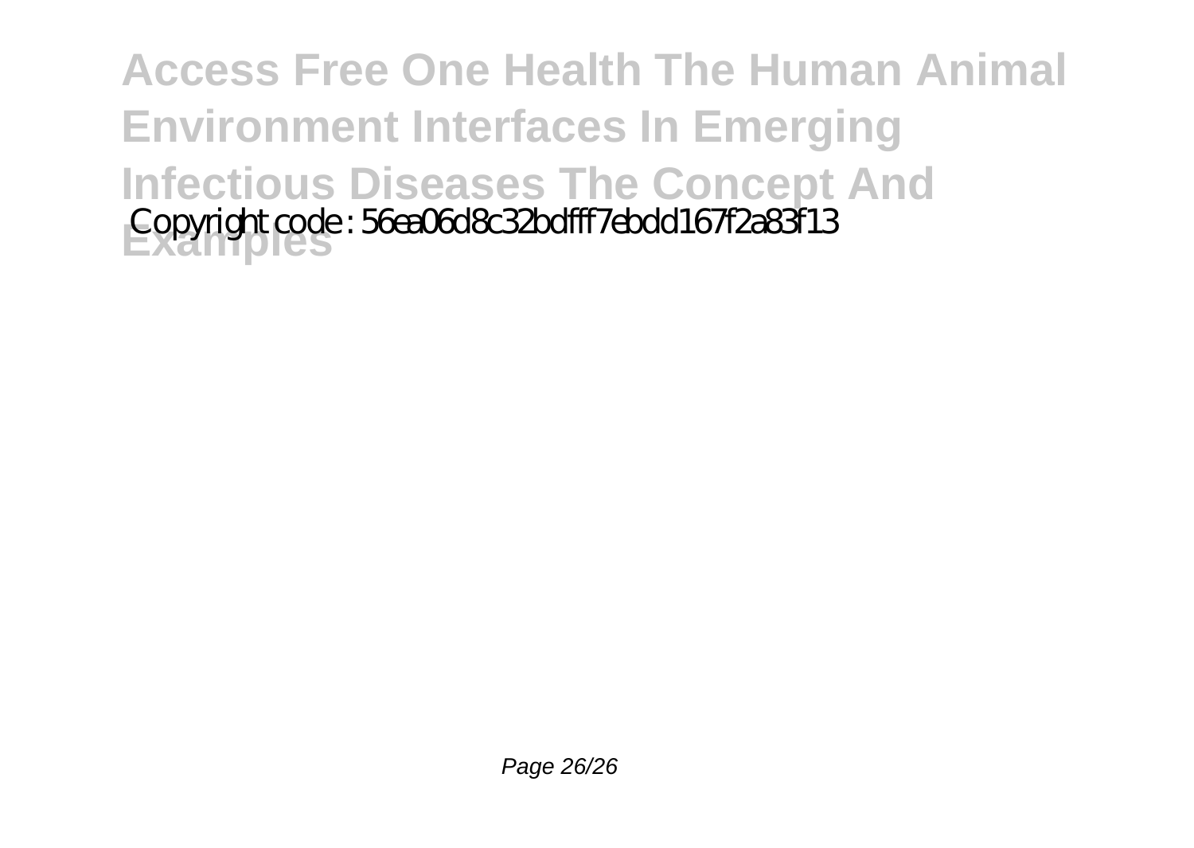Copyright code : 56ea06d8c32bdfff7ebdd167f2a83f13